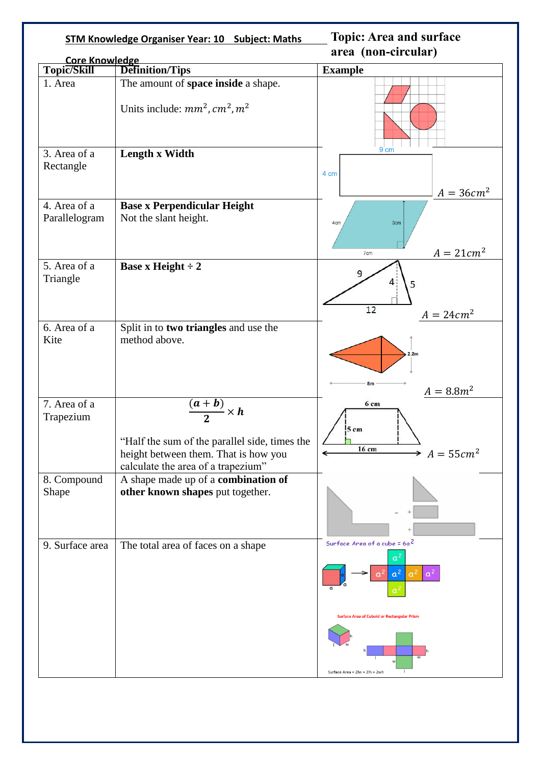**STM Knowledge Organiser Year: 10 Subject: Maths**

# Topic: Area and surface area (non-circular)

## Core Knowledge

| Topic/Skill | Definition/Tips | Example |
|---|---|---|
| 1. Area | The amount of **space inside** a shape.<br><br>Units include: $mm^2, cm^2, m^2$ | |
| 3. Area of a Rectangle | **Length x Width** | 9 cm, 4 cm<br>$A = 36cm^2$ |
| 4. Area of a Parallelogram | **Base x Perpendicular Height**<br>Not the slant height. | 4cm, 3cm, 7cm<br>$A = 21cm^2$ |
| 5. Area of a Triangle | **Base x Height ÷ 2** | 9, 4, 5, 12<br>$A = 24cm^2$ |
| 6. Area of a Kite | Split in to **two triangles** and use the method above. | 2.2m, 8m<br>$A = 8.8m^2$ |
| 7. Area of a Trapezium | $\frac{(a+b)}{2} \times h$<br><br>"Half the sum of the parallel side, times the height between them. That is how you calculate the area of a trapezium" | 6 cm, 5 cm, 16 cm<br>$A = 55cm^2$ |
| 8. Compound Shape | A shape made up of a **combination of other known shapes** put together. | |
| 9. Surface area | The total area of faces on a shape | Surface Area of a cube = $6a^2$<br><br>Surface Area of Cuboid or Rectangular Prism<br>Surface Area = 2lw + 2lh + 2wh |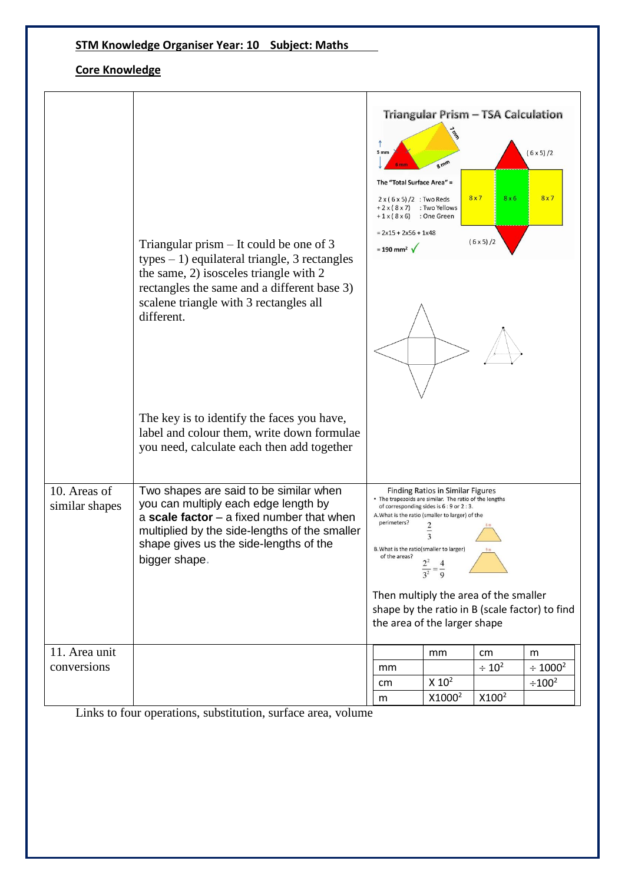**STM Knowledge Organiser Year: 10 Subject: Maths**

**Core Knowledge**

| | | |
|---|---|---|
| | Triangular prism – It could be one of 3 types – 1) equilateral triangle, 3 rectangles the same, 2) isosceles triangle with 2 rectangles the same and a different base 3) scalene triangle with 3 rectangles all different.<br><br>The key is to identify the faces you have, label and colour them, write down formulae you need, calculate each then add together | **Triangular Prism – TSA Calculation**<br>5 mm, 6 mm, 7 mm, 8 mm<br>The "Total Surface Area" =<br>2 x ( 6 x 5 ) /2 : Two Reds<br>+ 2 x ( 8 x 7 ) : Two Yellows<br>+ 1 x ( 8 x 6 ) : One Green<br>= 2x15 + 2x56 + 1x48<br>= 190 mm² ✓<br>( 6 x 5 ) /2, 8 x 7, 8 x 6, 8 x 7, ( 6 x 5 ) /2 |
| 10. Areas of similar shapes | Two shapes are said to be similar when you can multiply each edge length by a **scale factor** – a fixed number that when multiplied by the side-lengths of the smaller shape gives us the side-lengths of the bigger shape. | Finding Ratios in Similar Figures<br>• The trapezoids are similar. The ratio of the lengths of corresponding sides is 6 : 9 or 2 : 3.<br>A. What is the ratio (smaller to larger) of the perimeters? $\frac{2}{3}$<br>B. What is the ratio(smaller to larger) of the areas? $\frac{2^2}{3^2} = \frac{4}{9}$<br><br>Then multiply the area of the smaller shape by the ratio in B (scale factor) to find the area of the larger shape |
| 11. Area unit conversions | | see table below |

| | mm | cm | m |
|---|---|---|---|
| mm | | $\div 10^2$ | $\div 1000^2$ |
| cm | $X\ 10^2$ | | $\div 100^2$ |
| m | $X1000^2$ | $X100^2$ | |

Links to four operations, substitution, surface area, volume